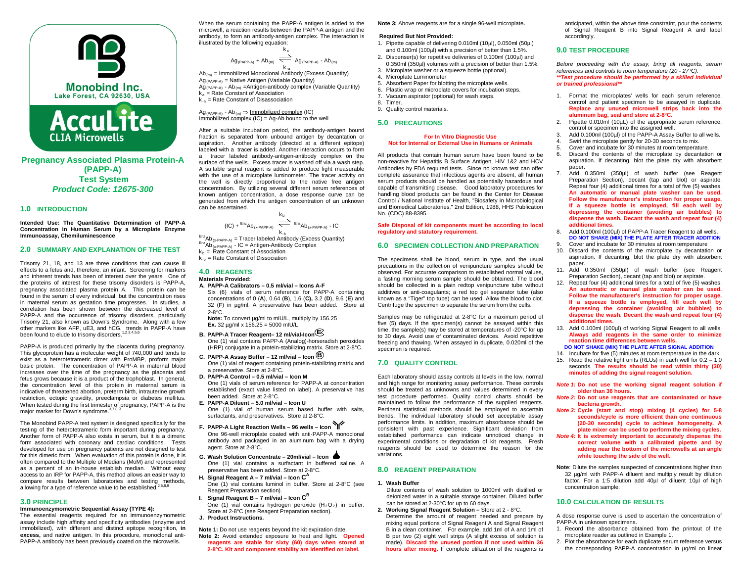Monobind Inc.
Lake Forest, CA 92630, USA

AccuLite
CLIA Microwells

# Pregnancy Associated Plasma Protein-A (PAPP-A) Test System

***Product Code: 12675-300***

## 1.0 INTRODUCTION

**Intended Use: The Quantitative Determination of PAPP-A Concentration in Human Serum by a Microplate Enzyme Immunoassay, Chemiluminescence**

## 2.0 SUMMARY AND EXPLANATION OF THE TEST

Trisomy 21, 18, and 13 are three conditions that can cause ill effects to a fetus and, therefore, an infant. Screening for markers and inherent trends has been of interest over the years. One of the proteins of interest for these trisomy disorders is PAPP-A, pregnancy associated plasma protein A. This protein can be found in the serum of every individual, but the concentration rises in maternal serum as gestation time progresses. In studies, a correlation has been shown between the decreased level of PAPP-A and the occurrence of trisomy disorders, particularly Trisomy 21, also known as Down's Syndrome. Along with a few other markers like AFP, uE3, and hCG, trends in PAPP-A have been found to elude to trisomy disorders.[1,2,3,4,5,6]

PAPP-A is produced primarily by the placenta during pregnancy. This glycoprotein has a molecular weight of 740,000 and tends to exist as a heterotetrameric dimer with ProMBP, proform major basic protein. The concentration of PAPP-A in maternal blood increases over the time of the pregnancy as the placenta and fetus grows because it is a product of the trophoblast. In general, the concentration level of this protein in maternal serum is indicative of threatened abortion, preterm birth, intrauterine growth restriction, ectopic gravidity, preeclampsia or diabetes mellitus. When tested during the first trimester of pregnancy, PAPP-A is the major marker for Down's syndrome.[3,7,8,9]

The Monobind PAPP-A test system is designed specifically for the testing of the heterotetrameric form important during pregnancy. Another form of PAPP-A also exists in serum, but it is a dimeric form associated with coronary and cardiac conditions. Tests developed for use on pregnancy patients are not designed to test for this dimeric form. When evaluation of this protein is done, it is often compared to the Multiple of Medians (MoM) and represented as a percent of an in-house establish median. Without easy access to an IRP for PAPP-A, this method allows an easier way to compare results between laboratories and testing methods, allowing for a type of reference value to be established.[2,5,8,9]

## 3.0 PRINCIPLE

**Immunoenzymometric Sequential Assay (TYPE 4):**

The essential reagents required for an immunoenzymometric assay include high affinity and specificity antibodies (enzyme and immobilized), with different and distinct epitope recognition, **in excess,** and native antigen. In this procedure, monoclonal anti-PAPP-A antibody has been previously coated on the microwells.

When the serum containing the PAPP-A antigen is added to the microwell, a reaction results between the PAPP-A antigen and the antibody, to form an antibody-antigen complex. The interaction is illustrated by the following equation:

$$Ag_{(PAPP\text{-}A)} + Ab_{(m)} \underset{k_{-a}}{\overset{k_a}{\rightleftharpoons}} Ag_{(PAPP\text{-}A)} - Ab_{(m)}$$

$Ab_{(m)}$ = Immobilized Monoclonal Antibody (Excess Quantity)
$Ag_{(PAPP\text{-}A)}$ = Native Antigen (Variable Quantity)
$Ag_{(PAPP\text{-}A)} - Ab_{(m)}$ = Antigen-antibody complex (Variable Quantity)
$k_a$ = Rate Constant of Association
$k_{-a}$ = Rate Constant of Disassociation

$Ag_{(PAPP\text{-}A)} - Ab_{(m)} \Rightarrow$ Immobilized complex (IC)
Immobilized complex (IC) = Ag-Ab bound to the well

After a suitable incubation period, the antibody-antigen bound fraction is separated from unbound antigen by decantation or aspiration. Another antibody (directed at a different epitope) labeled with a tracer is added. Another interaction occurs to form a tracer labeled antibody-antigen-antibody complex on the surface of the wells. Excess tracer is washed off via a wash step. A suitable signal reagent is added to produce light measurable with the use of a microplate luminometer. The tracer activity on the well is directly proportional to the native free antigen concentration. By utilizing several different serum references of known antigen concentration, a dose response curve can be generated from which the antigen concentration of an unknown can be ascertained.

$$(IC) + {}^{Enz}Ab_{(x\text{-}PAPP\text{-}A)} \underset{k_{-b}}{\overset{k_b}{\rightleftharpoons}} {}^{Enz}Ab_{(x\text{-}PAPP\text{-}A)} - IC$$

${}^{Enz}Ab_{(x\text{-}PAPP\text{-}A)}$ = Tracer labeled Antibody (Excess Quantity)
${}^{Enz}Ab_{(x\text{-}PAPP\text{-}A)} - IC$ = Antigen-Antibody Complex
$k_b$ = Rate Constant of Association
$k_{-b}$ = Rate Constant of Dissociation

## 4.0 REAGENTS

**Materials Provided:**

**A. PAPP-A Calibrators – 0.5 ml/vial – Icons A-F**
Six (6) vials of serum reference for PAPP-A containing concentrations of 0 (**A**), 0.64 (**B**), 1.6 (**C**), 3.2 (**D**), 9.6 (**E**) and 32 (**F**) in µg/ml. A preservative has been added. Store at 2-8°C.
**Note:** To convert µg/ml to mIU/L, multiply by 156.25
**Ex.** 32 µg/ml x 156.25 = 5000 mIU/L

**B. PAPP-A Tracer Reagent– 12 ml/vial-Icon E**
One (1) vial contains PAPP-A (Analog)-horseradish peroxides (HRP) conjugate in a protein-stabilizing matrix. Store at 2-8°C.

**C. PAPP-A Assay Buffer – 12 ml/vial – Icon B**
One (1) vial of reagent containing protein-stabilizing matrix and a preservative. Store at 2-8°C.

**D. PAPP-A Control – 0.5 ml/vial – Icon M**
One (1) vials of serum reference for PAPP-A at concentration established (exact value listed on label). A preservative has been added. Store at 2-8°C.

**E. PAPP-A Diluent – 5.0 ml/vial – Icon U**
One (1) vial of human serum based buffer with salts, surfactants, and preservatives. Store at 2-8°C.

**F. PAPP-A Light Reaction Wells – 96 wells – Icon**
One 96-well microplate coated with anti-PAPP-A monoclonal antibody and packaged in an aluminum bag with a drying agent. Store at 2-8°C.

**G. Wash Solution Concentrate – 20ml/vial – Icon**
One (1) vial contains a surfactant in buffered saline. A preservative has been added. Store at 2-8°C.

**H. Signal Reagent A – 7 ml/vial – Icon $C^A$**
One (1) vial contains luminol in buffer. Store at 2-8°C (see Reagent Preparation section).

**I. Signal Reagent B – 7 ml/vial – Icon $C^B$**
One (1) vial contains hydrogen peroxide ($H_2O_2$) in buffer. Store at 2-8°C (see Reagent Preparation section).

**J. Product Instructions.**

**Note 1:** Do not use reagents beyond the kit expiration date.
**Note 2:** Avoid extended exposure to heat and light. **Opened reagents are stable for sixty (60) days when stored at 2-8°C. Kit and component stability are identified on label.**
**Note 3:** Above reagents are for a single 96-well microplate.

**Required But Not Provided:**

1. Pipette capable of delivering 0.010ml (10µl), 0.050ml (50µl) and 0.100ml (100µl) with a precision of better than 1.5%.
2. Dispenser(s) for repetitive deliveries of 0.100ml (100µl) and 0.350ml (350µl) volumes with a precision of better than 1.5%.
3. Microplate washer or a squeeze bottle (optional).
4. Microplate Luminometer
5. Absorbent Paper for blotting the microplate wells.
6. Plastic wrap or microplate covers for incubation steps.
7. Vacuum aspirator (optional) for wash steps.
8. Timer.
9. Quality control materials.

## 5.0 PRECAUTIONS

**For In Vitro Diagnostic Use**
**Not for Internal or External Use in Humans or Animals**

All products that contain human serum have been found to be non-reactive for Hepatitis B Surface Antigen, HIV 1&2 and HCV Antibodies by FDA required tests. Since no known test can offer complete assurance that infectious agents are absent, all human serum products should be handled as potentially hazardous and capable of transmitting disease. Good laboratory procedures for handling blood products can be found in the Center for Disease Control / National Institute of Health, "Biosafety in Microbiological and Biomedical Laboratories," 2nd Edition, 1988, HHS Publication No. (CDC) 88-8395.

**Safe Disposal of kit components must be according to local regulatory and statutory requirement.**

## 6.0 SPECIMEN COLLECTION AND PREPARATION

The specimens shall be blood, serum in type, and the usual precautions in the collection of venipuncture samples should be observed. For accurate comparison to established normal values, a fasting morning serum sample should be obtained. The blood should be collected in a plain redtop venipuncture tube without additives or anti-coagulants; a red top gel separator tube (also known as a "Tiger" top tube) can be used. Allow the blood to clot. Centrifuge the specimen to separate the serum from the cells.

Samples may be refrigerated at 2-8°C for a maximum period of five (5) days. If the specimen(s) cannot be assayed within this time, the sample(s) may be stored at temperatures of -20°C for up to 30 days. Avoid use of contaminated devices. Avoid repetitive freezing and thawing. When assayed in duplicate, 0.020ml of the specimen is required.

## 7.0 QUALITY CONTROL

Each laboratory should assay controls at levels in the low, normal and high range for monitoring assay performance. These controls should be treated as unknowns and values determined in every test procedure performed. Quality control charts should be maintained to follow the performance of the supplied reagents. Pertinent statistical methods should be employed to ascertain trends. The individual laboratory should set acceptable assay performance limits. In addition, maximum absorbance should be consistent with past experience. Significant deviation from established performance can indicate unnoticed change in experimental conditions or degradation of kit reagents. Fresh reagents should be used to determine the reason for the variations.

## 8.0 REAGENT PREPARATION

1. **Wash Buffer**
Dilute contents of wash solution to 1000ml with distilled or deionized water in a suitable storage container. Diluted buffer can be stored at 2-30°C for up to 60 days.
2. **Working Signal Reagent Solution –** Store at 2 - 8°C.
Determine the amount of reagent needed and prepare by mixing equal portions of Signal Reagent A and Signal Reagent B in a clean container. For example, add 1ml of A and 1ml of B per two (2) eight well strips (A slight excess of solution is made). **Discard the unused portion if not used within 36 hours after mixing.** If complete utilization of the reagents is anticipated, within the above time constraint, pour the contents of Signal Reagent B into Signal Reagent A and label accordingly.

## 9.0 TEST PROCEDURE

*Before proceeding with the assay, bring all reagents, serum references and controls to room temperature (20 - 27°C).*
***\*\*Test procedure should be performed by a skilled individual or trained professional\*\****

1. Format the microplates' wells for each serum reference, control and patient specimen to be assayed in duplicate. **Replace any unused microwell strips back into the aluminum bag, seal and store at 2-8°C.**
2. Pipette 0.010ml (10µL) of the appropriate serum reference, control or specimen into the assigned well.
3. Add 0.100ml (100µl) of the PAPP-A Assay Buffer to all wells.
4. Swirl the microplate gently for 20-30 seconds to mix.
5. Cover and incubate for 30 minutes at room temperature.
6. Discard the contents of the microplate by decantation or aspiration. If decanting, blot the plate dry with absorbent paper.
7. Add 0.350ml (350µl) of wash buffer (see Reagent Preparation Section), decant (tap and blot) or aspirate. Repeat four (4) additional times for a total of five (5) washes. **An automatic or manual plate washer can be used. Follow the manufacturer's instruction for proper usage. If a squeeze bottle is employed, fill each well by depressing the container (avoiding air bubbles) to dispense the wash. Decant the wash and repeat four (4) additional times.**
8. Add 0.100ml (100µl) of PAPP-A Tracer Reagent to all wells.
**DO NOT SHAKE (MIX) THE PLATE AFTER TRACER ADDITION**
9. Cover and incubate for 30 minutes at room temperature
10. Discard the contents of the microplate by decantation or aspiration. If decanting, blot the plate dry with absorbent paper.
11. Add 0.350ml (350µl) of wash buffer (see Reagent Preparation Section), decant (tap and blot) or aspirate.
12. Repeat four (4) additional times for a total of five (5) washes. **An automatic or manual plate washer can be used. Follow the manufacturer's instruction for proper usage. If a squeeze bottle is employed, fill each well by depressing the container (avoiding air bubbles) to dispense the wash. Decant the wash and repeat four (4) additional times.**
13. Add 0.100ml (100µl) of working Signal Reagent to all wells. **Always add reagents in the same order to minimize reaction time differences between wells.**
**DO NOT SHAKE (MIX) THE PLATE AFTER SIGNAL ADDITION**
14. Incubate for five (5) minutes at room temperature in the dark.
15. Read the relative light units (RLUs) in each well for 0.2 – 1.0 seconds. **The results should be read within thirty (30) minutes of adding the signal reagent solution.**

***Note 1:* Do not use the working signal reagent solution if older than 36 hours.**
***Note 2:* Do not use reagents that are contaminated or have bacteria growth.**
***Note 3:* Cycle (start and stop) mixing (4 cycles) for 5-8 seconds/cycle is more efficient than one continuous (20-30 seconds) cycle to achieve homogeneity. A plate mixer can be used to perform the mixing cycles.**
***Note 4:* It is extremely important to accurately dispense the correct volume with a calibrated pipette and by adding near the bottom of the microwells at an angle while touching the side of the well.**

**Note**: Dilute the samples suspected of concentrations higher than 32 µg/ml with PAPP-A diluent and multiply result by dilution factor. For a 1:5 dilution add 40µl of diluent 10µl of high concentration sample.

## 10.0 CALCULATION OF RESULTS

A dose response curve is used to ascertain the concentration of PAPP-A in unknown specimens.

1. Record the absorbance obtained from the printout of the microplate reader as outlined in Example 1.
2. Plot the absorbance for each duplicate serum reference versus the corresponding PAPP-A concentration in µg/ml on linear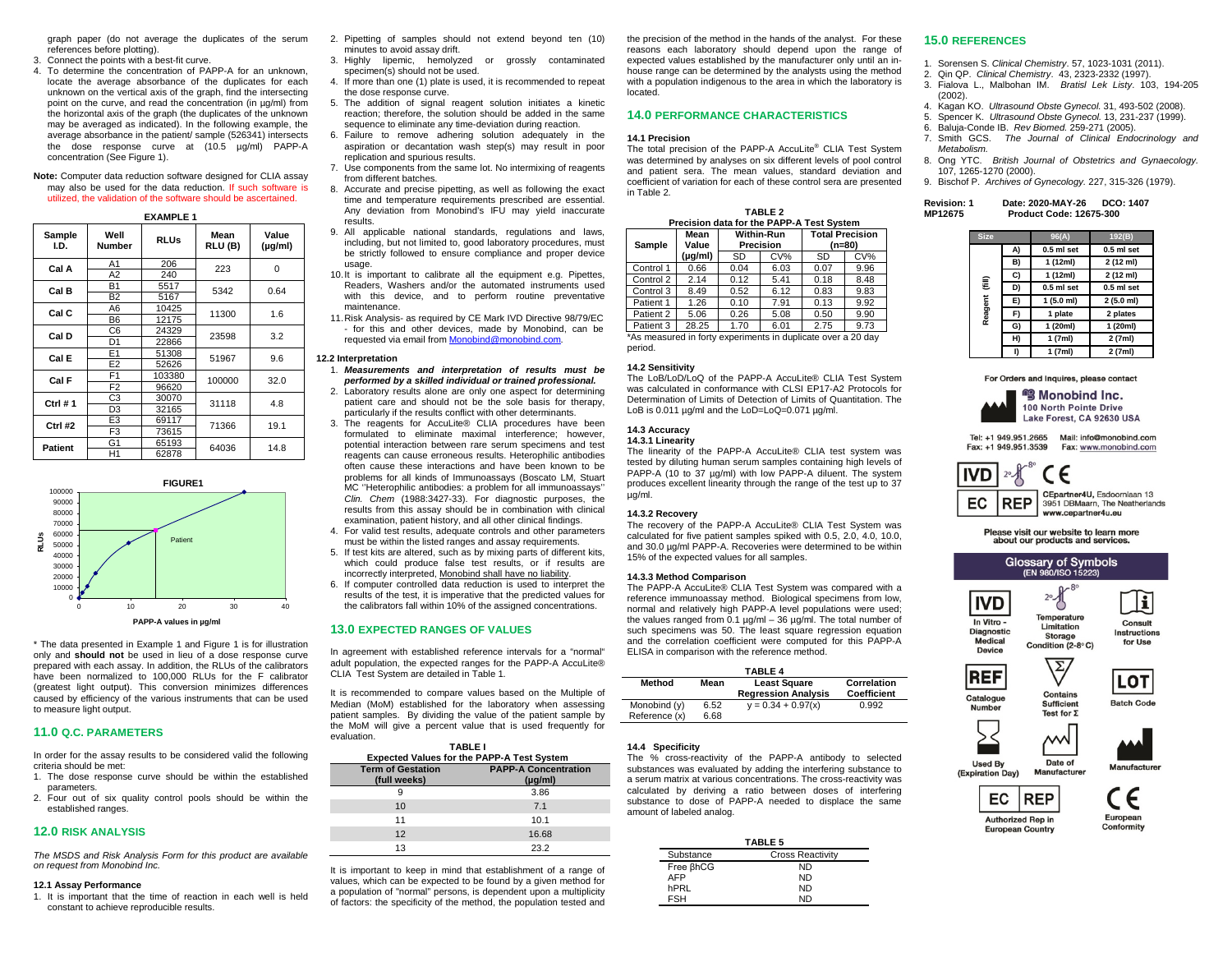graph paper (do not average the duplicates of the serum references before plotting).

3. Connect the points with a best-fit curve.
4. To determine the concentration of PAPP-A for an unknown, locate the average absorbance of the duplicates for each unknown on the vertical axis of the graph, find the intersecting point on the curve, and read the concentration (in µg/ml) from the horizontal axis of the graph (the duplicates of the unknown may be averaged as indicated). In the following example, the average absorbance in the patient/ sample (526341) intersects the dose response curve at (10.5 µg/ml) PAPP-A concentration (See Figure 1).

**Note:** Computer data reduction software designed for CLIA assay may also be used for the data reduction. If such software is utilized, the validation of the software should be ascertained.

**EXAMPLE 1**

| Sample I.D. | Well Number | RLUs | Mean RLU (B) | Value (µg/ml) |
|---|---|---|---|---|
| Cal A | A1 | 206 | 223 | 0 |
| | A2 | 240 | | |
| Cal B | B1 | 5517 | 5342 | 0.64 |
| | B2 | 5167 | | |
| Cal C | A6 | 10425 | 11300 | 1.6 |
| | B6 | 12175 | | |
| Cal D | C6 | 24329 | 23598 | 3.2 |
| | D1 | 22866 | | |
| Cal E | E1 | 51308 | 51967 | 9.6 |
| | E2 | 52626 | | |
| Cal F | F1 | 103380 | 100000 | 32.0 |
| | F2 | 96620 | | |
| Ctrl # 1 | C3 | 30070 | 31118 | 4.8 |
| | D3 | 32165 | | |
| Ctrl #2 | E3 | 69117 | 71366 | 19.1 |
| | F3 | 73615 | | |
| Patient | G1 | 65193 | 64036 | 14.8 |
| | H1 | 62878 | | |

FIGURE1

RLUs

100000
90000
80000
70000
60000
50000
40000
30000
20000
10000
0

Patient

0 10 20 30 40

PAPP-A values in µg/ml

\* The data presented in Example 1 and Figure 1 is for illustration only and **should not** be used in lieu of a dose response curve prepared with each assay. In addition, the RLUs of the calibrators have been normalized to 100,000 RLUs for the F calibrator (greatest light output). This conversion minimizes differences caused by efficiency of the various instruments that can be used to measure light output.

## 11.0 Q.C. PARAMETERS

In order for the assay results to be considered valid the following criteria should be met:

1. The dose response curve should be within the established parameters.
2. Four out of six quality control pools should be within the established ranges.

## 12.0 RISK ANALYSIS

*The MSDS and Risk Analysis Form for this product are available on request from Monobind Inc.*

### 12.1 Assay Performance

1. It is important that the time of reaction in each well is held constant to achieve reproducible results.
2. Pipetting of samples should not extend beyond ten (10) minutes to avoid assay drift.
3. Highly lipemic, hemolyzed or grossly contaminated specimen(s) should not be used.
4. If more than one (1) plate is used, it is recommended to repeat the dose response curve.
5. The addition of signal reagent solution initiates a kinetic reaction; therefore, the solution should be added in the same sequence to eliminate any time-deviation during reaction.
6. Failure to remove adhering solution adequately in the aspiration or decantation wash step(s) may result in poor replication and spurious results.
7. Use components from the same lot. No intermixing of reagents from different batches.
8. Accurate and precise pipetting, as well as following the exact time and temperature requirements prescribed are essential. Any deviation from Monobind's IFU may yield inaccurate results.
9. All applicable national standards, regulations and laws, including, but not limited to, good laboratory procedures, must be strictly followed to ensure compliance and proper device usage.
10. It is important to calibrate all the equipment e.g. Pipettes, Readers, Washers and/or the automated instruments used with this device, and to perform routine preventative maintenance.
11. Risk Analysis- as required by CE Mark IVD Directive 98/79/EC - for this and other devices, made by Monobind, can be requested via email from Monobind@monobind.com.

### 12.2 Interpretation

1. ***Measurements and interpretation of results must be performed by a skilled individual or trained professional.***
2. Laboratory results alone are only one aspect for determining patient care and should not be the sole basis for therapy, particularly if the results conflict with other determinants.
3. The reagents for AccuLite® CLIA procedures have been formulated to eliminate maximal interference; however, potential interaction between rare serum specimens and test reagents can cause erroneous results. Heterophilic antibodies often cause these interactions and have been known to be problems for all kinds of Immunoassays (Boscato LM, Stuart MC "Heterophilic antibodies: a problem for all immunoassays" *Clin. Chem* (1988:3427-33). For diagnostic purposes, the results from this assay should be in combination with clinical examination, patient history, and all other clinical findings.
4. For valid test results, adequate controls and other parameters must be within the listed ranges and assay requirements.
5. If test kits are altered, such as by mixing parts of different kits, which could produce false test results, or if results are incorrectly interpreted, Monobind shall have no liability.
6. If computer controlled data reduction is used to interpret the results of the test, it is imperative that the predicted values for the calibrators fall within 10% of the assigned concentrations.

## 13.0 EXPECTED RANGES OF VALUES

In agreement with established reference intervals for a "normal" adult population, the expected ranges for the PAPP-A AccuLite® CLIA Test System are detailed in Table 1.

It is recommended to compare values based on the Multiple of Median (MoM) established for the laboratory when assessing patient samples. By dividing the value of the patient sample by the MoM will give a percent value that is used frequently for evaluation.

**TABLE I**
**Expected Values for the PAPP-A Test System**

| Term of Gestation (full weeks) | PAPP-A Concentration (µg/ml) |
|---|---|
| 9 | 3.86 |
| 10 | 7.1 |
| 11 | 10.1 |
| 12 | 16.68 |
| 13 | 23.2 |

It is important to keep in mind that establishment of a range of values, which can be expected to be found by a given method for a population of "normal" persons, is dependent upon a multiplicity of factors: the specificity of the method, the population tested and the precision of the method in the hands of the analyst. For these reasons each laboratory should depend upon the range of expected values established by the manufacturer only until an in-house range can be determined by the analysts using the method with a population indigenous to the area in which the laboratory is located.

## 14.0 PERFORMANCE CHARACTERISTICS

### 14.1 Precision

The total precision of the PAPP-A AccuLite® CLIA Test System was determined by analyses on six different levels of pool control and patient sera. The mean values, standard deviation and coefficient of variation for each of these control sera are presented in Table 2.

**TABLE 2**
**Precision data for the PAPP-A Test System**

| Sample | Mean Value (µg/ml) | Within-Run Precision | | Total Precision (n=80) | |
|---|---|---|---|---|---|
| | | SD | CV% | SD | CV% |
| Control 1 | 0.66 | 0.04 | 6.03 | 0.07 | 9.96 |
| Control 2 | 2.14 | 0.12 | 5.41 | 0.18 | 8.48 |
| Control 3 | 8.49 | 0.52 | 6.12 | 0.83 | 9.83 |
| Patient 1 | 1.26 | 0.10 | 7.91 | 0.13 | 9.92 |
| Patient 2 | 5.06 | 0.26 | 5.08 | 0.50 | 9.90 |
| Patient 3 | 28.25 | 1.70 | 6.01 | 2.75 | 9.73 |

\*As measured in forty experiments in duplicate over a 20 day period.

### 14.2 Sensitivity

The LoB/LoD/LoQ of the PAPP-A AccuLite® CLIA Test System was calculated in conformance with CLSI EP17-A2 Protocols for Determination of Limits of Detection of Limits of Quantitation. The LoB is 0.011 µg/ml and the LoD=LoQ=0.071 µg/ml.

### 14.3 Accuracy

#### 14.3.1 Linearity

The linearity of the PAPP-A AccuLite® CLIA test system was tested by diluting human serum samples containing high levels of PAPP-A (10 to 37 µg/ml) with low PAPP-A diluent. The system produces excellent linearity through the range of the test up to 37 µg/ml.

#### 14.3.2 Recovery

The recovery of the PAPP-A AccuLite® CLIA Test System was calculated for five patient samples spiked with 0.5, 2.0, 4.0, 10.0, and 30.0 µg/ml PAPP-A. Recoveries were determined to be within 15% of the expected values for all samples.

#### 14.3.3 Method Comparison

The PAPP-A AccuLite® CLIA Test System was compared with a reference immunoassay method. Biological specimens from low, normal and relatively high PAPP-A level populations were used; the values ranged from 0.1 µg/ml – 36 µg/ml. The total number of such specimens was 50. The least square regression equation and the correlation coefficient were computed for this PAPP-A ELISA in comparison with the reference method.

**TABLE 4**

| Method | Mean | Least Square Regression Analysis | Correlation Coefficient |
|---|---|---|---|
| Monobind (y) | 6.52 | y = 0.34 + 0.97(x) | 0.992 |
| Reference (x) | 6.68 | | |

### 14.4 Specificity

The % cross-reactivity of the PAPP-A antibody to selected substances was evaluated by adding the interfering substance to a serum matrix at various concentrations. The cross-reactivity was calculated by deriving a ratio between doses of interfering substance to dose of PAPP-A needed to displace the same amount of labeled analog.

**TABLE 5**

| Substance | Cross Reactivity |
|---|---|
| Free βhCG | ND |
| AFP | ND |
| hPRL | ND |
| FSH | ND |

## 15.0 REFERENCES

1. Sorensen S. *Clinical Chemistry*. 57, 1023-1031 (2011).
2. Qin QP. *Clinical Chemistry*. 43, 2323-2332 (1997).
3. Fialova L., Malbohan IM. *Bratisl Lek Listy*. 103, 194-205 (2002).
4. Kagan KO. *Ultrasound Obste Gynecol.* 31, 493-502 (2008).
5. Spencer K. *Ultrasound Obste Gynecol.* 13, 231-237 (1999).
6. Baluja-Conde IB. *Rev Biomed.* 259-271 (2005).
7. Smith GCS. *The Journal of Clinical Endocrinology and Metabolism.*
8. Ong YTC. *British Journal of Obstetrics and Gynaecology.* 107, 1265-1270 (2000).
9. Bischof P. *Archives of Gynecology.* 227, 315-326 (1979).

**Revision: 1** **Date: 2020-MAY-26** **DCO: 1407**
**MP12675** **Product Code: 12675-300**

| Size | | 96(A) | 192(B) |
|---|---|---|---|
| Reagent (fill) | A) | 0.5 ml set | 0.5 ml set |
| | B) | 1 (12ml) | 2 (12 ml) |
| | C) | 1 (12ml) | 2 (12 ml) |
| | D) | 0.5 ml set | 0.5 ml set |
| | E) | 1 (5.0 ml) | 2 (5.0 ml) |
| | F) | 1 plate | 2 plates |
| | G) | 1 (20ml) | 1 (20ml) |
| | H) | 1 (7ml) | 2 (7ml) |
| | I) | 1 (7ml) | 2 (7ml) |

For Orders and Inquires, please contact

Monobind Inc.
100 North Pointe Drive
Lake Forest, CA 92630 USA

Tel: +1 949.951.2665 Mail: info@monobind.com
Fax: +1 949.951.3539 Fax: www.monobind.com

CEpartner4U, Esdoornlaan 13
3951 DBMaarn, The Neatherlands
www.cepartner4u.eu

Please visit our website to learn more about our products and services.

**Glossary of Symbols**
(EN 980/ISO 15223)

In Vitro - Diagnostic Medical Device

Temperature Limitation Storage Condition (2-8°C)

Consult Instructions for Use

Catalogue Number

Contains Sufficient Test for Σ

Batch Code

Used By (Expiration Day)

Date of Manufacturer

Manufacturer

Authorized Rep in European Country

European Conformity